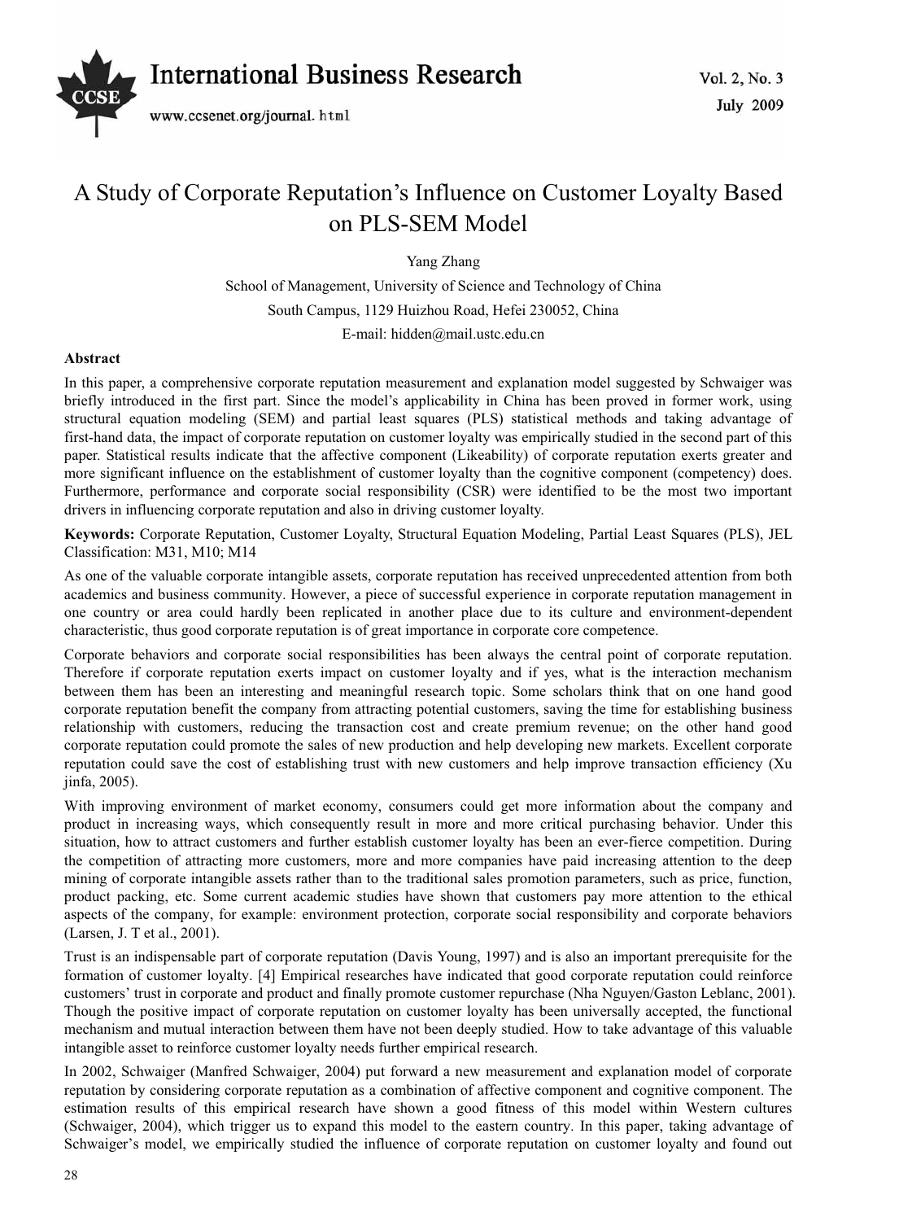# A Study of Corporate Reputation's Influence on Customer Loyalty Based on PLS-SEM Model

Yang Zhang

School of Management, University of Science and Technology of China

South Campus, 1129 Huizhou Road, Hefei 230052, China

E-mail: hidden@mail.ustc.edu.cn

**Abstract**

In this paper, a comprehensive corporate reputation measurement and explanation model suggested by Schwaiger was briefly introduced in the first part. Since the model's applicability in China has been proved in former work, using structural equation modeling (SEM) and partial least squares (PLS) statistical methods and taking advantage of first-hand data, the impact of corporate reputation on customer loyalty was empirically studied in the second part of this paper. Statistical results indicate that the affective component (Likeability) of corporate reputation exerts greater and more significant influence on the establishment of customer loyalty than the cognitive component (competency) does. Furthermore, performance and corporate social responsibility (CSR) were identified to be the most two important drivers in influencing corporate reputation and also in driving customer loyalty.

**Keywords:** Corporate Reputation, Customer Loyalty, Structural Equation Modeling, Partial Least Squares (PLS), JEL Classification: M31, M10; M14

As one of the valuable corporate intangible assets, corporate reputation has received unprecedented attention from both academics and business community. However, a piece of successful experience in corporate reputation management in one country or area could hardly been replicated in another place due to its culture and environment-dependent characteristic, thus good corporate reputation is of great importance in corporate core competence.

Corporate behaviors and corporate social responsibilities has been always the central point of corporate reputation. Therefore if corporate reputation exerts impact on customer loyalty and if yes, what is the interaction mechanism between them has been an interesting and meaningful research topic. Some scholars think that on one hand good corporate reputation benefit the company from attracting potential customers, saving the time for establishing business relationship with customers, reducing the transaction cost and create premium revenue; on the other hand good corporate reputation could promote the sales of new production and help developing new markets. Excellent corporate reputation could save the cost of establishing trust with new customers and help improve transaction efficiency (Xu jinfa, 2005).

With improving environment of market economy, consumers could get more information about the company and product in increasing ways, which consequently result in more and more critical purchasing behavior. Under this situation, how to attract customers and further establish customer loyalty has been an ever-fierce competition. During the competition of attracting more customers, more and more companies have paid increasing attention to the deep mining of corporate intangible assets rather than to the traditional sales promotion parameters, such as price, function, product packing, etc. Some current academic studies have shown that customers pay more attention to the ethical aspects of the company, for example: environment protection, corporate social responsibility and corporate behaviors (Larsen, J. T et al., 2001).

Trust is an indispensable part of corporate reputation (Davis Young, 1997) and is also an important prerequisite for the formation of customer loyalty. [4] Empirical researches have indicated that good corporate reputation could reinforce customers' trust in corporate and product and finally promote customer repurchase (Nha Nguyen/Gaston Leblanc, 2001). Though the positive impact of corporate reputation on customer loyalty has been universally accepted, the functional mechanism and mutual interaction between them have not been deeply studied. How to take advantage of this valuable intangible asset to reinforce customer loyalty needs further empirical research.

In 2002, Schwaiger (Manfred Schwaiger, 2004) put forward a new measurement and explanation model of corporate reputation by considering corporate reputation as a combination of affective component and cognitive component. The estimation results of this empirical research have shown a good fitness of this model within Western cultures (Schwaiger, 2004), which trigger us to expand this model to the eastern country. In this paper, taking advantage of Schwaiger's model, we empirically studied the influence of corporate reputation on customer loyalty and found out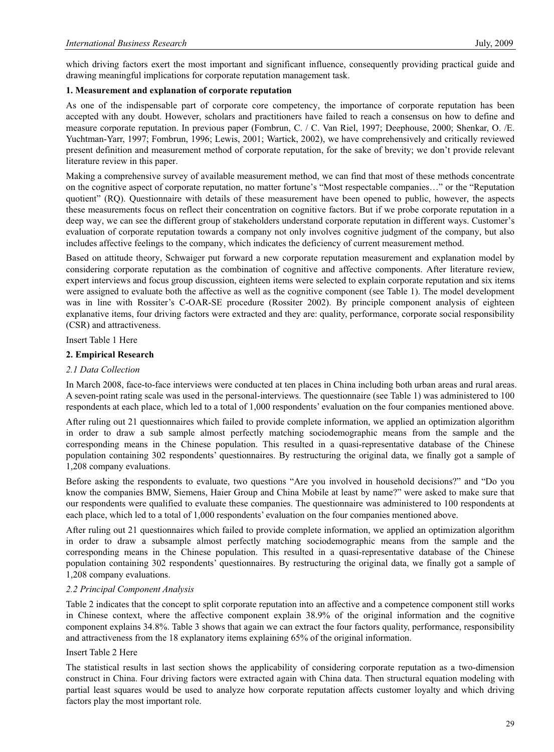which driving factors exert the most important and significant influence, consequently providing practical guide and drawing meaningful implications for corporate reputation management task.

## 1. Measurement and explanation of corporate reputation

As one of the indispensable part of corporate core competency, the importance of corporate reputation has been accepted with any doubt. However, scholars and practitioners have failed to reach a consensus on how to define and measure corporate reputation. In previous paper (Fombrun, C. / C. Van Riel, 1997; Deephouse, 2000; Shenkar, O. /E. Yuchtman-Yarr, 1997; Fombrun, 1996; Lewis, 2001; Wartick, 2002), we have comprehensively and critically reviewed present definition and measurement method of corporate reputation, for the sake of brevity; we don't provide relevant literature review in this paper.

Making a comprehensive survey of available measurement method, we can find that most of these methods concentrate on the cognitive aspect of corporate reputation, no matter fortune's "Most respectable companies…" or the "Reputation quotient" (RQ). Questionnaire with details of these measurement have been opened to public, however, the aspects these measurements focus on reflect their concentration on cognitive factors. But if we probe corporate reputation in a deep way, we can see the different group of stakeholders understand corporate reputation in different ways. Customer's evaluation of corporate reputation towards a company not only involves cognitive judgment of the company, but also includes affective feelings to the company, which indicates the deficiency of current measurement method.

Based on attitude theory, Schwaiger put forward a new corporate reputation measurement and explanation model by considering corporate reputation as the combination of cognitive and affective components. After literature review, expert interviews and focus group discussion, eighteen items were selected to explain corporate reputation and six items were assigned to evaluate both the affective as well as the cognitive component (see Table 1). The model development was in line with Rossiter's C-OAR-SE procedure (Rossiter 2002). By principle component analysis of eighteen explanative items, four driving factors were extracted and they are: quality, performance, corporate social responsibility (CSR) and attractiveness.

Insert Table 1 Here

## 2. Empirical Research

### *2.1 Data Collection*

In March 2008, face-to-face interviews were conducted at ten places in China including both urban areas and rural areas. A seven-point rating scale was used in the personal-interviews. The questionnaire (see Table 1) was administered to 100 respondents at each place, which led to a total of 1,000 respondents' evaluation on the four companies mentioned above.

After ruling out 21 questionnaires which failed to provide complete information, we applied an optimization algorithm in order to draw a sub sample almost perfectly matching sociodemographic means from the sample and the corresponding means in the Chinese population. This resulted in a quasi-representative database of the Chinese population containing 302 respondents' questionnaires. By restructuring the original data, we finally got a sample of 1,208 company evaluations.

Before asking the respondents to evaluate, two questions "Are you involved in household decisions?" and "Do you know the companies BMW, Siemens, Haier Group and China Mobile at least by name?" were asked to make sure that our respondents were qualified to evaluate these companies. The questionnaire was administered to 100 respondents at each place, which led to a total of 1,000 respondents' evaluation on the four companies mentioned above.

After ruling out 21 questionnaires which failed to provide complete information, we applied an optimization algorithm in order to draw a subsample almost perfectly matching sociodemographic means from the sample and the corresponding means in the Chinese population. This resulted in a quasi-representative database of the Chinese population containing 302 respondents' questionnaires. By restructuring the original data, we finally got a sample of 1,208 company evaluations.

### *2.2 Principal Component Analysis*

Table 2 indicates that the concept to split corporate reputation into an affective and a competence component still works in Chinese context, where the affective component explain 38.9% of the original information and the cognitive component explains 34.8%. Table 3 shows that again we can extract the four factors quality, performance, responsibility and attractiveness from the 18 explanatory items explaining 65% of the original information.

Insert Table 2 Here

The statistical results in last section shows the applicability of considering corporate reputation as a two-dimension construct in China. Four driving factors were extracted again with China data. Then structural equation modeling with partial least squares would be used to analyze how corporate reputation affects customer loyalty and which driving factors play the most important role.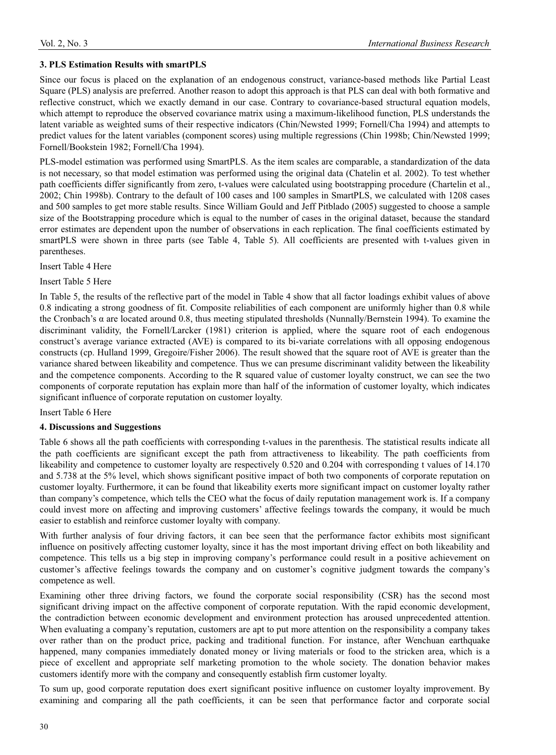### 3. PLS Estimation Results with smartPLS

Since our focus is placed on the explanation of an endogenous construct, variance-based methods like Partial Least Square (PLS) analysis are preferred. Another reason to adopt this approach is that PLS can deal with both formative and reflective construct, which we exactly demand in our case. Contrary to covariance-based structural equation models, which attempt to reproduce the observed covariance matrix using a maximum-likelihood function, PLS understands the latent variable as weighted sums of their respective indicators (Chin/Newsted 1999; Fornell/Cha 1994) and attempts to predict values for the latent variables (component scores) using multiple regressions (Chin 1998b; Chin/Newsted 1999; Fornell/Bookstein 1982; Fornell/Cha 1994).

PLS-model estimation was performed using SmartPLS. As the item scales are comparable, a standardization of the data is not necessary, so that model estimation was performed using the original data (Chatelin et al. 2002). To test whether path coefficients differ significantly from zero, t-values were calculated using bootstrapping procedure (Chartelin et al., 2002; Chin 1998b). Contrary to the default of 100 cases and 100 samples in SmartPLS, we calculated with 1208 cases and 500 samples to get more stable results. Since William Gould and Jeff Pitblado (2005) suggested to choose a sample size of the Bootstrapping procedure which is equal to the number of cases in the original dataset, because the standard error estimates are dependent upon the number of observations in each replication. The final coefficients estimated by smartPLS were shown in three parts (see Table 4, Table 5). All coefficients are presented with t-values given in parentheses.

Insert Table 4 Here

Insert Table 5 Here

In Table 5, the results of the reflective part of the model in Table 4 show that all factor loadings exhibit values of above 0.8 indicating a strong goodness of fit. Composite reliabilities of each component are uniformly higher than 0.8 while the Cronbach's α are located around 0.8, thus meeting stipulated thresholds (Nunnally/Bernstein 1994). To examine the discriminant validity, the Fornell/Larcker (1981) criterion is applied, where the square root of each endogenous construct's average variance extracted (AVE) is compared to its bi-variate correlations with all opposing endogenous constructs (cp. Hulland 1999, Gregoire/Fisher 2006). The result showed that the square root of AVE is greater than the variance shared between likeability and competence. Thus we can presume discriminant validity between the likeability and the competence components. According to the R squared value of customer loyalty construct, we can see the two components of corporate reputation has explain more than half of the information of customer loyalty, which indicates significant influence of corporate reputation on customer loyalty.

Insert Table 6 Here

### 4. Discussions and Suggestions

Table 6 shows all the path coefficients with corresponding t-values in the parenthesis. The statistical results indicate all the path coefficients are significant except the path from attractiveness to likeability. The path coefficients from likeability and competence to customer loyalty are respectively 0.520 and 0.204 with corresponding t values of 14.170 and 5.738 at the 5% level, which shows significant positive impact of both two components of corporate reputation on customer loyalty. Furthermore, it can be found that likeability exerts more significant impact on customer loyalty rather than company's competence, which tells the CEO what the focus of daily reputation management work is. If a company could invest more on affecting and improving customers' affective feelings towards the company, it would be much easier to establish and reinforce customer loyalty with company.

With further analysis of four driving factors, it can bee seen that the performance factor exhibits most significant influence on positively affecting customer loyalty, since it has the most important driving effect on both likeability and competence. This tells us a big step in improving company's performance could result in a positive achievement on customer's affective feelings towards the company and on customer's cognitive judgment towards the company's competence as well.

Examining other three driving factors, we found the corporate social responsibility (CSR) has the second most significant driving impact on the affective component of corporate reputation. With the rapid economic development, the contradiction between economic development and environment protection has aroused unprecedented attention. When evaluating a company's reputation, customers are apt to put more attention on the responsibility a company takes over rather than on the product price, packing and traditional function. For instance, after Wenchuan earthquake happened, many companies immediately donated money or living materials or food to the stricken area, which is a piece of excellent and appropriate self marketing promotion to the whole society. The donation behavior makes customers identify more with the company and consequently establish firm customer loyalty.

To sum up, good corporate reputation does exert significant positive influence on customer loyalty improvement. By examining and comparing all the path coefficients, it can be seen that performance factor and corporate social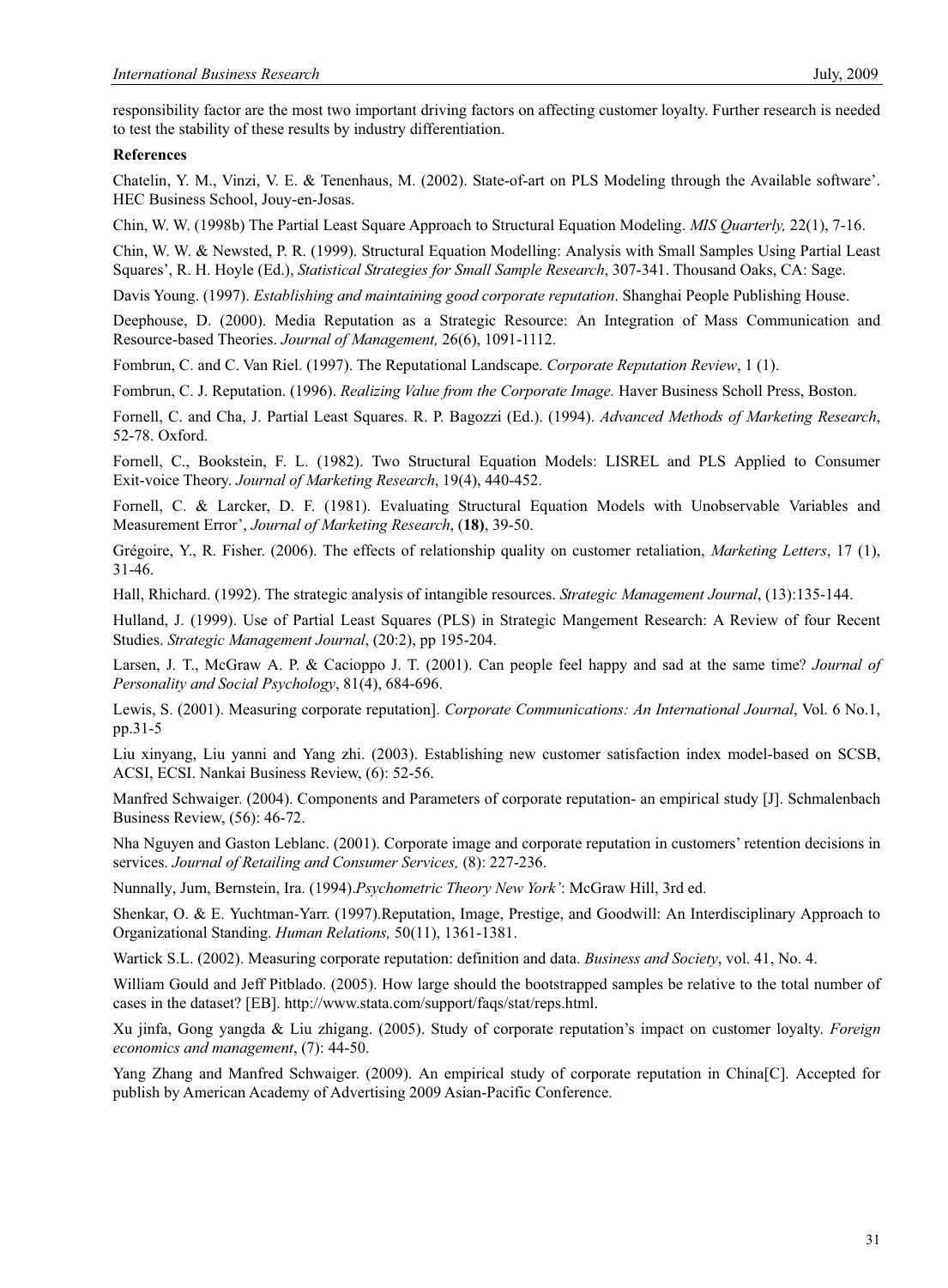responsibility factor are the most two important driving factors on affecting customer loyalty. Further research is needed to test the stability of these results by industry differentiation.

**References**

Chatelin, Y. M., Vinzi, V. E. & Tenenhaus, M. (2002). State-of-art on PLS Modeling through the Available software'. HEC Business School, Jouy-en-Josas.

Chin, W. W. (1998b) The Partial Least Square Approach to Structural Equation Modeling. *MIS Quarterly,* 22(1), 7-16.

Chin, W. W. & Newsted, P. R. (1999). Structural Equation Modelling: Analysis with Small Samples Using Partial Least Squares', R. H. Hoyle (Ed.), *Statistical Strategies for Small Sample Research*, 307-341. Thousand Oaks, CA: Sage.

Davis Young. (1997). *Establishing and maintaining good corporate reputation*. Shanghai People Publishing House.

Deephouse, D. (2000). Media Reputation as a Strategic Resource: An Integration of Mass Communication and Resource-based Theories. *Journal of Management,* 26(6), 1091-1112.

Fombrun, C. and C. Van Riel. (1997). The Reputational Landscape. *Corporate Reputation Review*, 1 (1).

Fombrun, C. J. Reputation. (1996). *Realizing Value from the Corporate Image.* Haver Business Scholl Press, Boston.

Fornell, C. and Cha, J. Partial Least Squares. R. P. Bagozzi (Ed.). (1994). *Advanced Methods of Marketing Research*, 52-78. Oxford.

Fornell, C., Bookstein, F. L. (1982). Two Structural Equation Models: LISREL and PLS Applied to Consumer Exit-voice Theory. *Journal of Marketing Research*, 19(4), 440-452.

Fornell, C. & Larcker, D. F. (1981). Evaluating Structural Equation Models with Unobservable Variables and Measurement Error', *Journal of Marketing Research*, (**18)**, 39-50.

Grégoire, Y., R. Fisher. (2006). The effects of relationship quality on customer retaliation, *Marketing Letters*, 17 (1), 31-46.

Hall, Rhichard. (1992). The strategic analysis of intangible resources. *Strategic Management Journal*, (13):135-144.

Hulland, J. (1999). Use of Partial Least Squares (PLS) in Strategic Mangement Research: A Review of four Recent Studies. *Strategic Management Journal*, (20:2), pp 195-204.

Larsen, J. T., McGraw A. P. & Cacioppo J. T. (2001). Can people feel happy and sad at the same time? *Journal of Personality and Social Psychology*, 81(4), 684-696.

Lewis, S. (2001). Measuring corporate reputation]. *Corporate Communications: An International Journal*, Vol. 6 No.1, pp.31-5

Liu xinyang, Liu yanni and Yang zhi. (2003). Establishing new customer satisfaction index model-based on SCSB, ACSI, ECSI. Nankai Business Review, (6): 52-56.

Manfred Schwaiger. (2004). Components and Parameters of corporate reputation- an empirical study [J]. Schmalenbach Business Review, (56): 46-72.

Nha Nguyen and Gaston Leblanc. (2001). Corporate image and corporate reputation in customers' retention decisions in services. *Journal of Retailing and Consumer Services,* (8): 227-236.

Nunnally, Jum, Bernstein, Ira. (1994).*Psychometric Theory New York'*: McGraw Hill, 3rd ed.

Shenkar, O. & E. Yuchtman-Yarr. (1997).Reputation, Image, Prestige, and Goodwill: An Interdisciplinary Approach to Organizational Standing. *Human Relations,* 50(11), 1361-1381.

Wartick S.L. (2002). Measuring corporate reputation: definition and data. *Business and Society*, vol. 41, No. 4.

William Gould and Jeff Pitblado. (2005). How large should the bootstrapped samples be relative to the total number of cases in the dataset? [EB]. http://www.stata.com/support/faqs/stat/reps.html.

Xu jinfa, Gong yangda & Liu zhigang. (2005). Study of corporate reputation's impact on customer loyalty. *Foreign economics and management*, (7): 44-50.

Yang Zhang and Manfred Schwaiger. (2009). An empirical study of corporate reputation in China[C]. Accepted for publish by American Academy of Advertising 2009 Asian-Pacific Conference.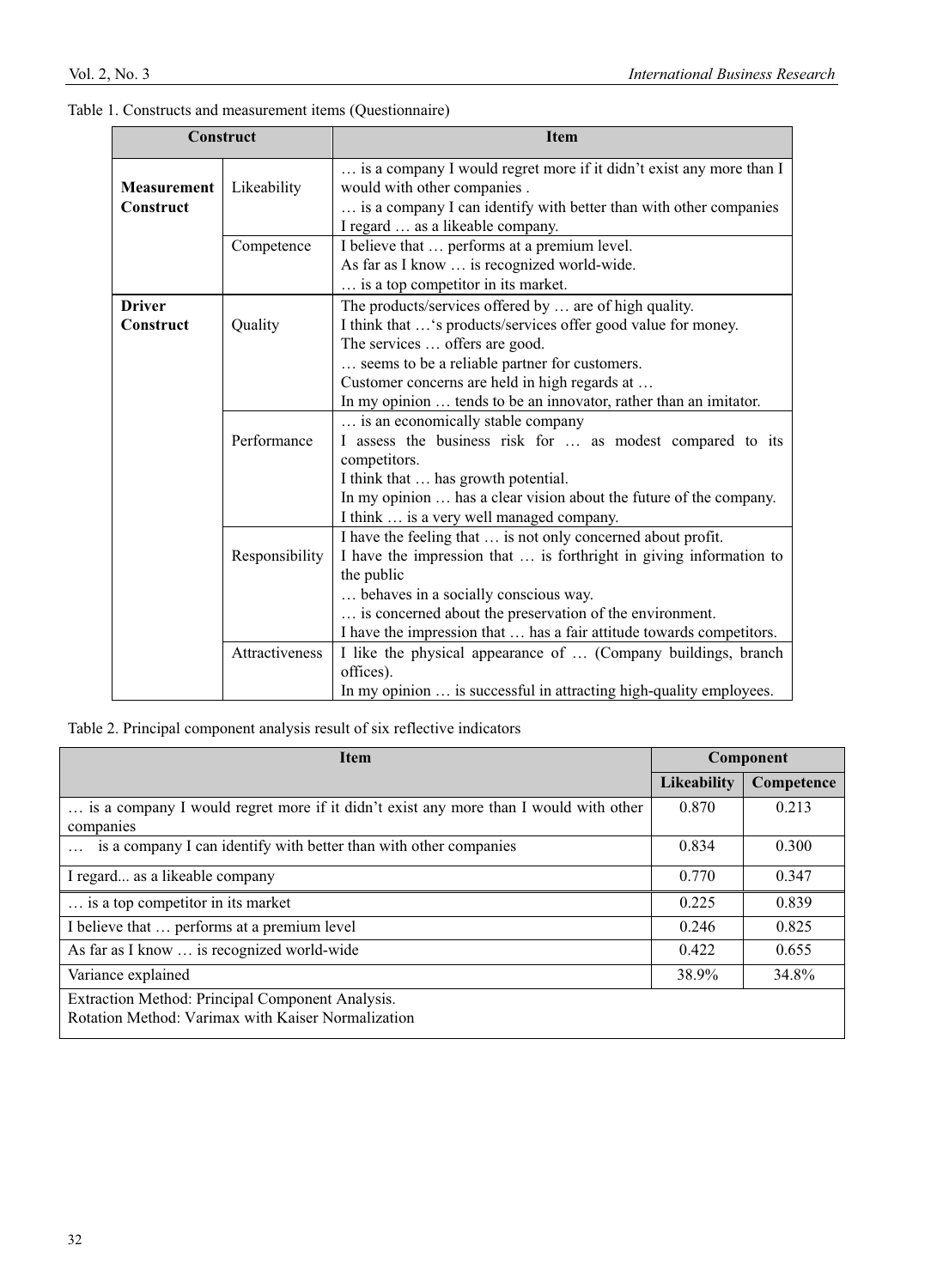Table 1. Constructs and measurement items (Questionnaire)

| Construct | | Item |
|---|---|---|
| **Measurement Construct** | Likeability | … is a company I would regret more if it didn't exist any more than I would with other companies .<br>… is a company I can identify with better than with other companies<br>I regard … as a likeable company. |
| | Competence | I believe that … performs at a premium level.<br>As far as I know … is recognized world-wide.<br>… is a top competitor in its market. |
| **Driver Construct** | Quality | The products/services offered by … are of high quality.<br>I think that …'s products/services offer good value for money.<br>The services … offers are good.<br>… seems to be a reliable partner for customers.<br>Customer concerns are held in high regards at …<br>In my opinion … tends to be an innovator, rather than an imitator. |
| | Performance | … is an economically stable company<br>I assess the business risk for … as modest compared to its competitors.<br>I think that … has growth potential.<br>In my opinion … has a clear vision about the future of the company.<br>I think … is a very well managed company. |
| | Responsibility | I have the feeling that … is not only concerned about profit.<br>I have the impression that … is forthright in giving information to the public<br>… behaves in a socially conscious way.<br>… is concerned about the preservation of the environment.<br>I have the impression that … has a fair attitude towards competitors. |
| | Attractiveness | I like the physical appearance of … (Company buildings, branch offices).<br>In my opinion … is successful in attracting high-quality employees. |

Table 2. Principal component analysis result of six reflective indicators

| Item | Component | |
|---|---|---|
| | **Likeability** | **Competence** |
| … is a company I would regret more if it didn't exist any more than I would with other companies | 0.870 | 0.213 |
| … is a company I can identify with better than with other companies | 0.834 | 0.300 |
| I regard... as a likeable company | 0.770 | 0.347 |
| … is a top competitor in its market | 0.225 | 0.839 |
| I believe that … performs at a premium level | 0.246 | 0.825 |
| As far as I know … is recognized world-wide | 0.422 | 0.655 |
| Variance explained | 38.9% | 34.8% |

Extraction Method: Principal Component Analysis.
Rotation Method: Varimax with Kaiser Normalization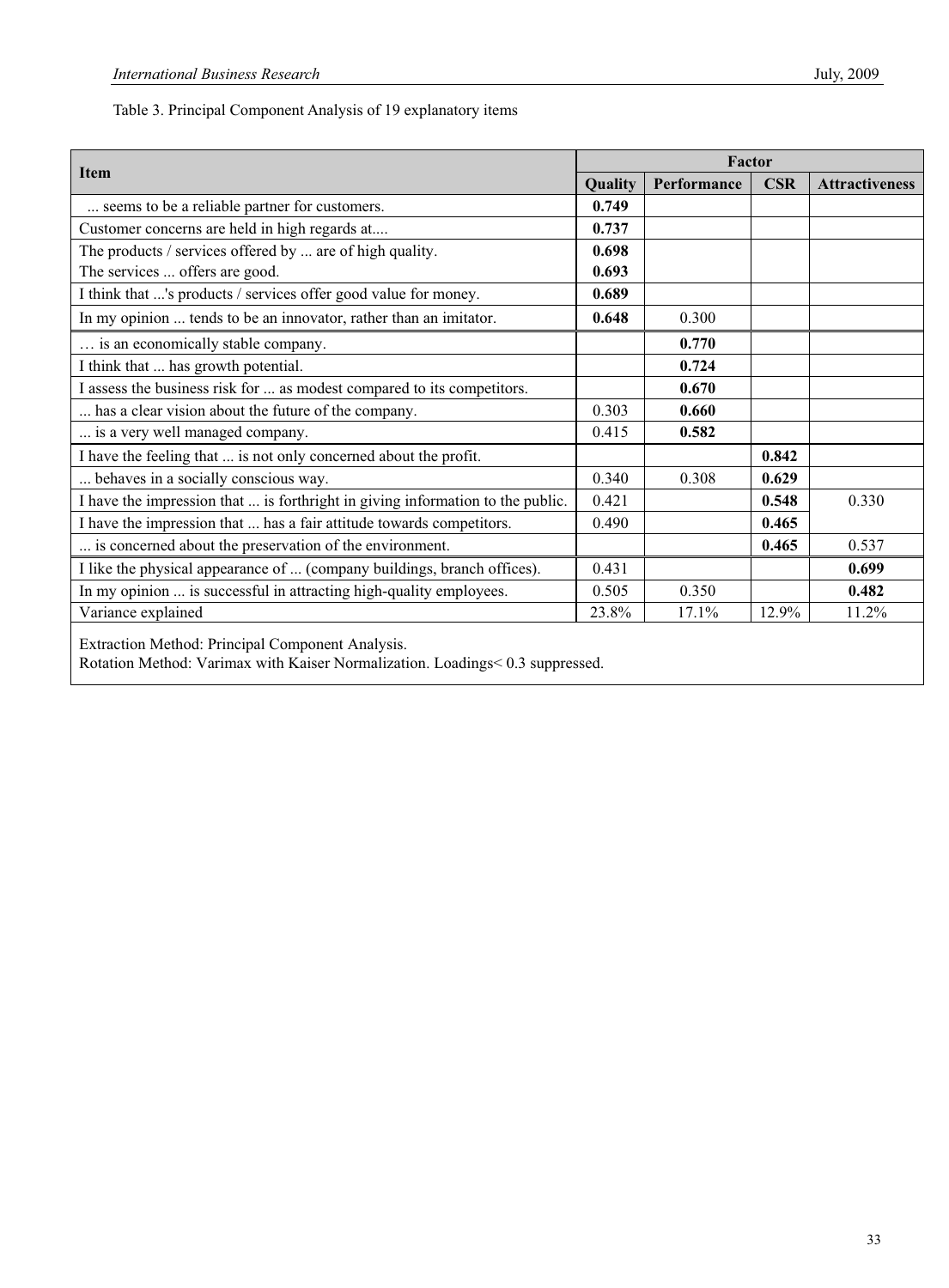Table 3. Principal Component Analysis of 19 explanatory items

| Item | Factor | | | |
|---|---|---|---|---|
| | **Quality** | **Performance** | **CSR** | **Attractiveness** |
| ... seems to be a reliable partner for customers. | **0.749** | | | |
| Customer concerns are held in high regards at.... | **0.737** | | | |
| The products / services offered by ... are of high quality. | **0.698** | | | |
| The services ... offers are good. | **0.693** | | | |
| I think that ...'s products / services offer good value for money. | **0.689** | | | |
| In my opinion ... tends to be an innovator, rather than an imitator. | **0.648** | 0.300 | | |
| … is an economically stable company. | | **0.770** | | |
| I think that ... has growth potential. | | **0.724** | | |
| I assess the business risk for ... as modest compared to its competitors. | | **0.670** | | |
| ... has a clear vision about the future of the company. | 0.303 | **0.660** | | |
| ... is a very well managed company. | 0.415 | **0.582** | | |
| I have the feeling that ... is not only concerned about the profit. | | | **0.842** | |
| ... behaves in a socially conscious way. | 0.340 | 0.308 | **0.629** | |
| I have the impression that ... is forthright in giving information to the public. | 0.421 | | **0.548** | 0.330 |
| I have the impression that ... has a fair attitude towards competitors. | 0.490 | | **0.465** | |
| ... is concerned about the preservation of the environment. | | | **0.465** | 0.537 |
| I like the physical appearance of ... (company buildings, branch offices). | 0.431 | | | **0.699** |
| In my opinion ... is successful in attracting high-quality employees. | 0.505 | 0.350 | | **0.482** |
| Variance explained | 23.8% | 17.1% | 12.9% | 11.2% |

Extraction Method: Principal Component Analysis.
Rotation Method: Varimax with Kaiser Normalization. Loadings< 0.3 suppressed.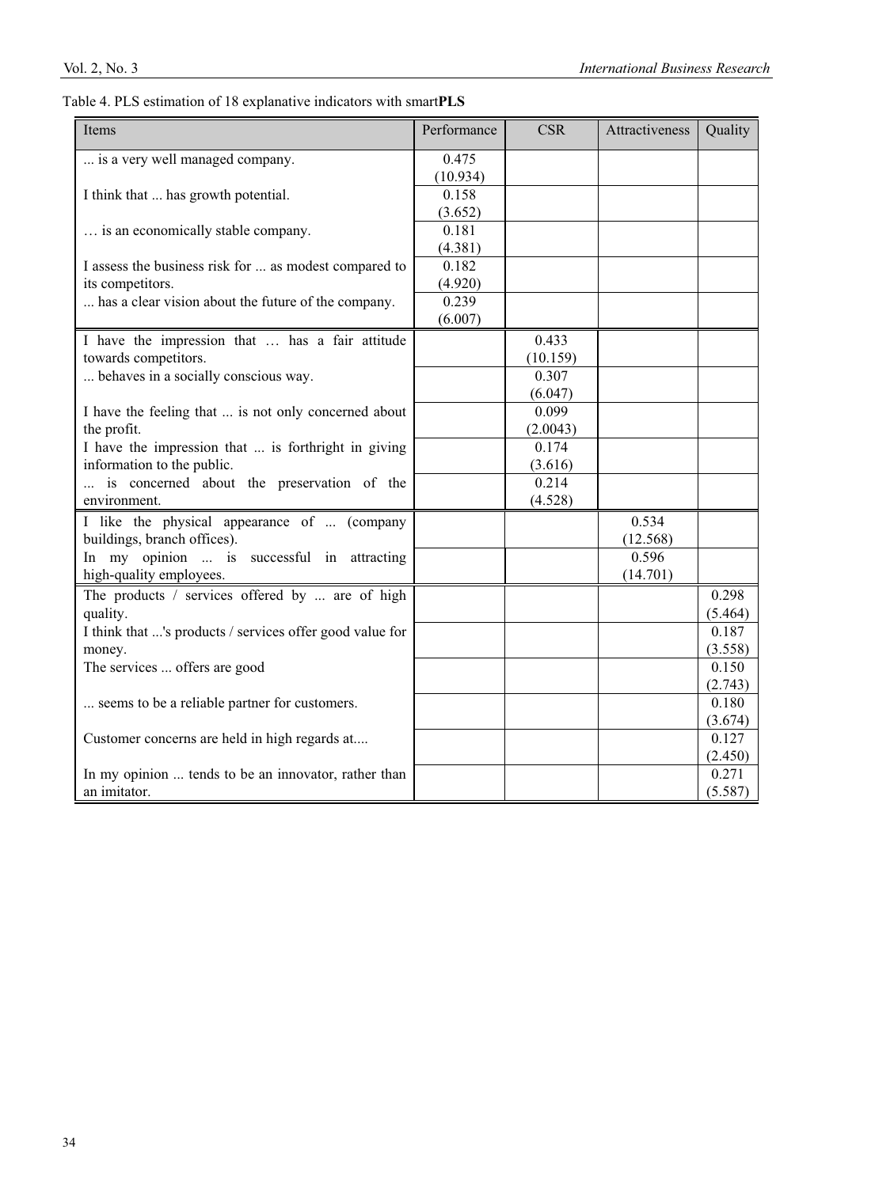Table 4. PLS estimation of 18 explanative indicators with smart**PLS**

| Items | Performance | CSR | Attractiveness | Quality |
|---|---|---|---|---|
| ... is a very well managed company. | 0.475 (10.934) | | | |
| I think that ... has growth potential. | 0.158 (3.652) | | | |
| … is an economically stable company. | 0.181 (4.381) | | | |
| I assess the business risk for ... as modest compared to its competitors. | 0.182 (4.920) | | | |
| ... has a clear vision about the future of the company. | 0.239 (6.007) | | | |
| I have the impression that … has a fair attitude towards competitors. | | 0.433 (10.159) | | |
| ... behaves in a socially conscious way. | | 0.307 (6.047) | | |
| I have the feeling that ... is not only concerned about the profit. | | 0.099 (2.0043) | | |
| I have the impression that ... is forthright in giving information to the public. | | 0.174 (3.616) | | |
| ... is concerned about the preservation of the environment. | | 0.214 (4.528) | | |
| I like the physical appearance of ... (company buildings, branch offices). | | | 0.534 (12.568) | |
| In my opinion ... is successful in attracting high-quality employees. | | | 0.596 (14.701) | |
| The products / services offered by ... are of high quality. | | | | 0.298 (5.464) |
| I think that ...'s products / services offer good value for money. | | | | 0.187 (3.558) |
| The services ... offers are good | | | | 0.150 (2.743) |
| ... seems to be a reliable partner for customers. | | | | 0.180 (3.674) |
| Customer concerns are held in high regards at.... | | | | 0.127 (2.450) |
| In my opinion ... tends to be an innovator, rather than an imitator. | | | | 0.271 (5.587) |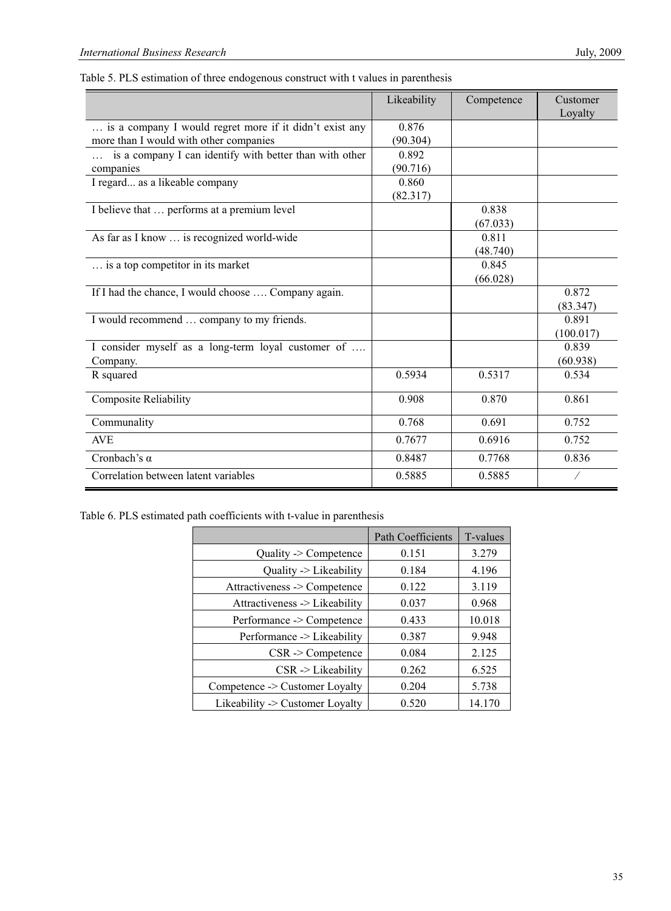Table 5. PLS estimation of three endogenous construct with t values in parenthesis

| | Likeability | Competence | Customer Loyalty |
|---|---|---|---|
| … is a company I would regret more if it didn't exist any more than I would with other companies | 0.876 (90.304) | | |
| … is a company I can identify with better than with other companies | 0.892 (90.716) | | |
| I regard... as a likeable company | 0.860 (82.317) | | |
| I believe that … performs at a premium level | | 0.838 (67.033) | |
| As far as I know … is recognized world-wide | | 0.811 (48.740) | |
| … is a top competitor in its market | | 0.845 (66.028) | |
| If I had the chance, I would choose …. Company again. | | | 0.872 (83.347) |
| I would recommend … company to my friends. | | | 0.891 (100.017) |
| I consider myself as a long-term loyal customer of …. Company. | | | 0.839 (60.938) |
| R squared | 0.5934 | 0.5317 | 0.534 |
| Composite Reliability | 0.908 | 0.870 | 0.861 |
| Communality | 0.768 | 0.691 | 0.752 |
| AVE | 0.7677 | 0.6916 | 0.752 |
| Cronbach's α | 0.8487 | 0.7768 | 0.836 |
| Correlation between latent variables | 0.5885 | 0.5885 | / |

Table 6. PLS estimated path coefficients with t-value in parenthesis

| | Path Coefficients | T-values |
|---|---|---|
| Quality -> Competence | 0.151 | 3.279 |
| Quality -> Likeability | 0.184 | 4.196 |
| Attractiveness -> Competence | 0.122 | 3.119 |
| Attractiveness -> Likeability | 0.037 | 0.968 |
| Performance -> Competence | 0.433 | 10.018 |
| Performance -> Likeability | 0.387 | 9.948 |
| CSR -> Competence | 0.084 | 2.125 |
| CSR -> Likeability | 0.262 | 6.525 |
| Competence -> Customer Loyalty | 0.204 | 5.738 |
| Likeability -> Customer Loyalty | 0.520 | 14.170 |